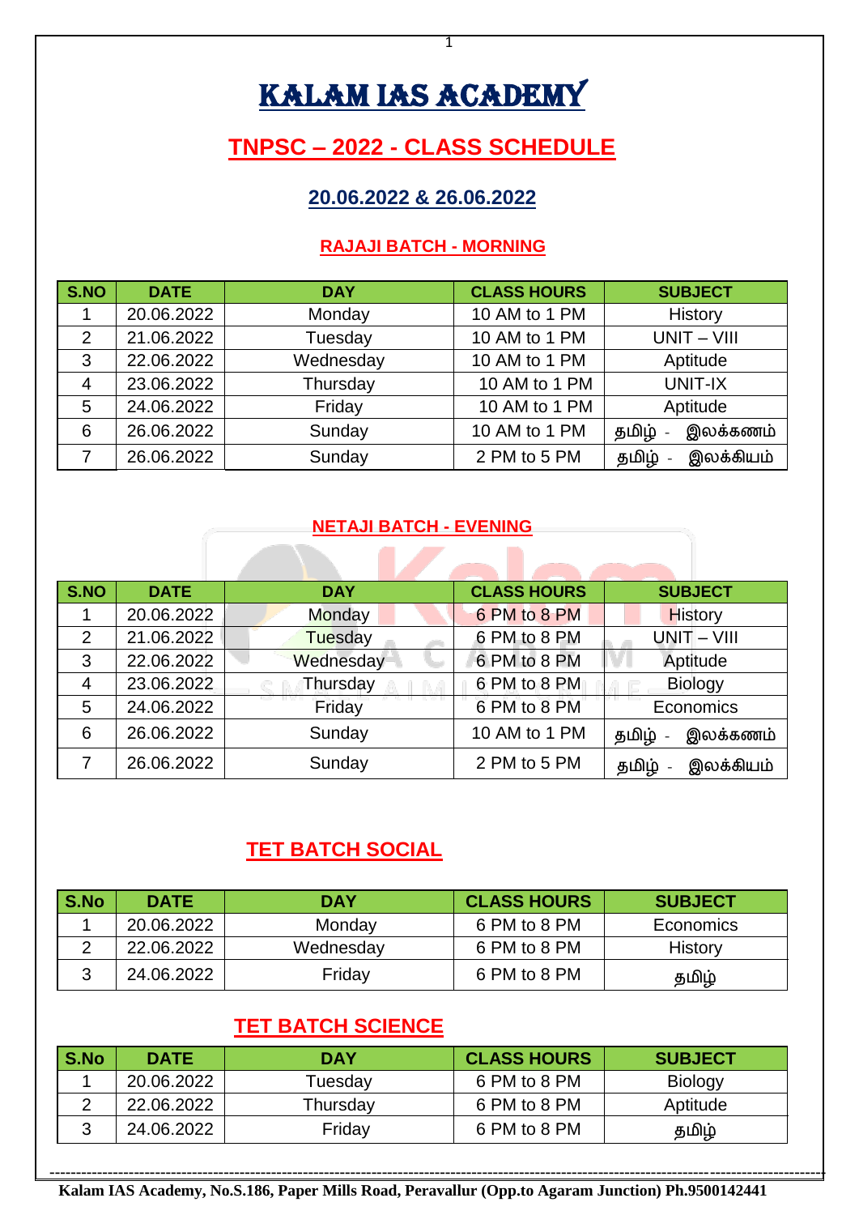# KALAM IAS ACADEMY

## TNPSC – 2022 - CLASS SCHEDULE

### 20.06.2022 & 26.06.2022

#### RAJAJI BATCH - MORNING

| S.NO | DATE | DAY | CLASS HOURS | SUBJECT |
|---|---|---|---|---|
| 1 | 20.06.2022 | Monday | 10 AM to 1 PM | History |
| 2 | 21.06.2022 | Tuesday | 10 AM to 1 PM | UNIT – VIII |
| 3 | 22.06.2022 | Wednesday | 10 AM to 1 PM | Aptitude |
| 4 | 23.06.2022 | Thursday | 10 AM to 1 PM | UNIT-IX |
| 5 | 24.06.2022 | Friday | 10 AM to 1 PM | Aptitude |
| 6 | 26.06.2022 | Sunday | 10 AM to 1 PM | தமிழ் - இலக்கணம் |
| 7 | 26.06.2022 | Sunday | 2 PM to 5 PM | தமிழ் - இலக்கியம் |

#### NETAJI BATCH - EVENING

| S.NO | DATE | DAY | CLASS HOURS | SUBJECT |
|---|---|---|---|---|
| 1 | 20.06.2022 | Monday | 6 PM to 8 PM | History |
| 2 | 21.06.2022 | Tuesday | 6 PM to 8 PM | UNIT – VIII |
| 3 | 22.06.2022 | Wednesday | 6 PM to 8 PM | Aptitude |
| 4 | 23.06.2022 | Thursday | 6 PM to 8 PM | Biology |
| 5 | 24.06.2022 | Friday | 6 PM to 8 PM | Economics |
| 6 | 26.06.2022 | Sunday | 10 AM to 1 PM | தமிழ் - இலக்கணம் |
| 7 | 26.06.2022 | Sunday | 2 PM to 5 PM | தமிழ் - இலக்கியம் |

## TET BATCH SOCIAL

| S.No | DATE | DAY | CLASS HOURS | SUBJECT |
|---|---|---|---|---|
| 1 | 20.06.2022 | Monday | 6 PM to 8 PM | Economics |
| 2 | 22.06.2022 | Wednesday | 6 PM to 8 PM | History |
| 3 | 24.06.2022 | Friday | 6 PM to 8 PM | தமிழ் |

## TET BATCH SCIENCE

| S.No | DATE | DAY | CLASS HOURS | SUBJECT |
|---|---|---|---|---|
| 1 | 20.06.2022 | Tuesday | 6 PM to 8 PM | Biology |
| 2 | 22.06.2022 | Thursday | 6 PM to 8 PM | Aptitude |
| 3 | 24.06.2022 | Friday | 6 PM to 8 PM | தமிழ் |

**Kalam IAS Academy, No.S.186, Paper Mills Road, Peravallur (Opp.to Agaram Junction) Ph.9500142441**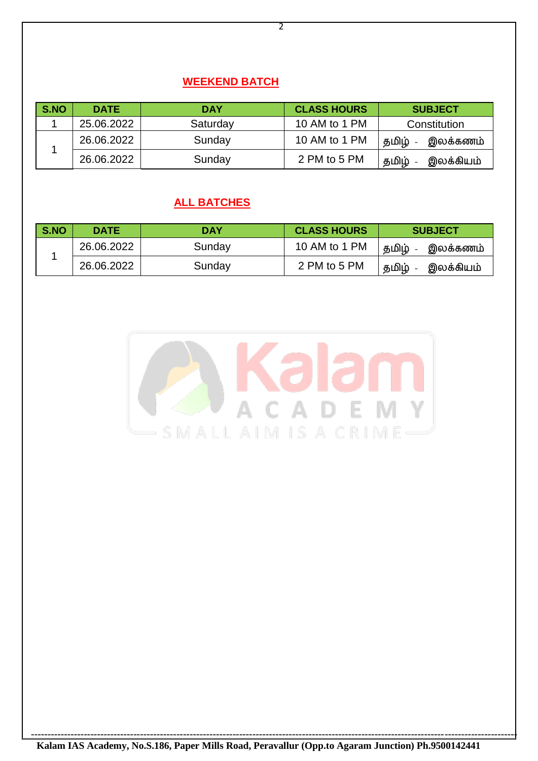## WEEKEND BATCH

| S.NO | DATE | DAY | CLASS HOURS | SUBJECT |
|---|---|---|---|---|
| 1 | 25.06.2022 | Saturday | 10 AM to 1 PM | Constitution |
| 1 | 26.06.2022 | Sunday | 10 AM to 1 PM | தமிழ் - இலக்கணம் |
| | 26.06.2022 | Sunday | 2 PM to 5 PM | தமிழ் - இலக்கியம் |

## ALL BATCHES

| S.NO | DATE | DAY | CLASS HOURS | SUBJECT |
|---|---|---|---|---|
| 1 | 26.06.2022 | Sunday | 10 AM to 1 PM | தமிழ் - இலக்கணம் |
| | 26.06.2022 | Sunday | 2 PM to 5 PM | தமிழ் - இலக்கியம் |

Kalam
ACADEMY
SMALL AIM IS A CRIME

**Kalam IAS Academy, No.S.186, Paper Mills Road, Peravallur (Opp.to Agaram Junction) Ph.9500142441**